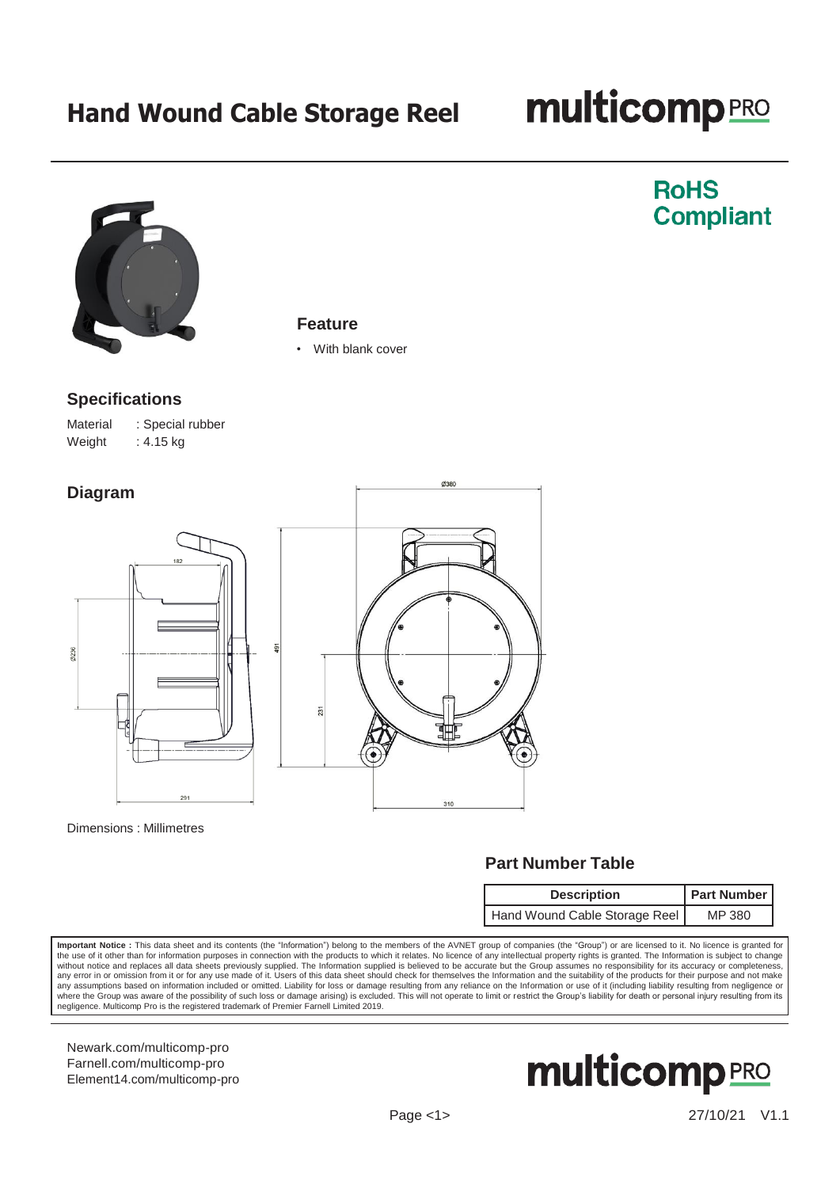# Hand Wound Cable Storage Reel

multicomp PRO

RoHS Compliant

## Feature

- With blank cover

## Specifications

| Material | : Special rubber |
|---|---|
| Weight | : 4.15 kg |

## Diagram

Dimensions : Millimetres

## Part Number Table

| Description | Part Number |
|---|---|
| Hand Wound Cable Storage Reel | MP 380 |

**Important Notice :** This data sheet and its contents (the "Information") belong to the members of the AVNET group of companies (the "Group") or are licensed to it. No licence is granted for the use of it other than for information purposes in connection with the products to which it relates. No licence of any intellectual property rights is granted. The Information is subject to change without notice and replaces all data sheets previously supplied. The Information supplied is believed to be accurate but the Group assumes no responsibility for its accuracy or completeness, any error in or omission from it or for any use made of it. Users of this data sheet should check for themselves the Information and the suitability of the products for their purpose and not make any assumptions based on information included or omitted. Liability for loss or damage resulting from any reliance on the Information or use of it (including liability resulting from negligence or where the Group was aware of the possibility of such loss or damage arising) is excluded. This will not operate to limit or restrict the Group's liability for death or personal injury resulting from its negligence. Multicomp Pro is the registered trademark of Premier Farnell Limited 2019.

Newark.com/multicomp-pro
Farnell.com/multicomp-pro
Element14.com/multicomp-pro

27/10/21 V1.1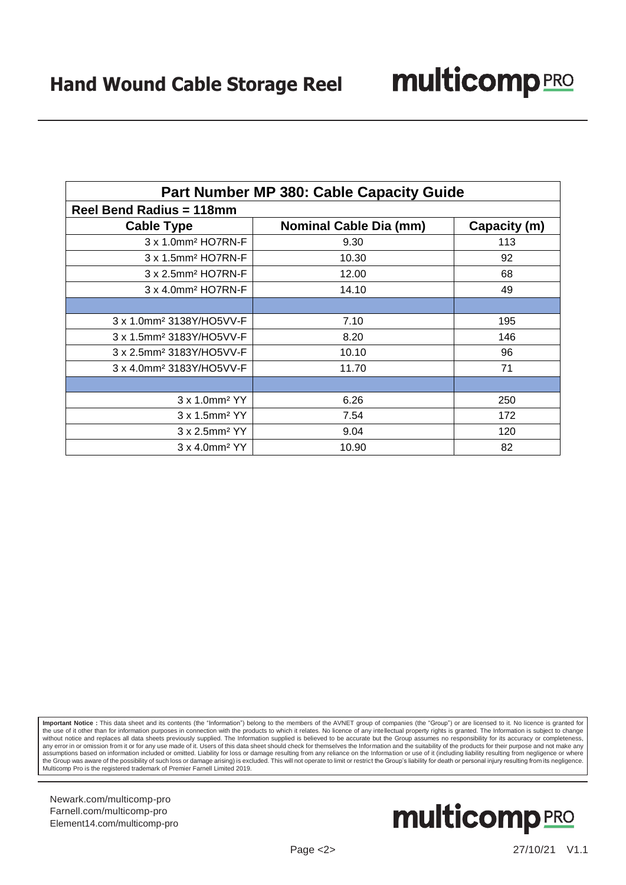# Hand Wound Cable Storage Reel

| Part Number MP 380: Cable Capacity Guide | | |
|---|---|---|
| Reel Bend Radius = 118mm | | |
| **Cable Type** | **Nominal Cable Dia (mm)** | **Capacity (m)** |
| 3 x 1.0mm² HO7RN-F | 9.30 | 113 |
| 3 x 1.5mm² HO7RN-F | 10.30 | 92 |
| 3 x 2.5mm² HO7RN-F | 12.00 | 68 |
| 3 x 4.0mm² HO7RN-F | 14.10 | 49 |
| | | |
| 3 x 1.0mm² 3138Y/HO5VV-F | 7.10 | 195 |
| 3 x 1.5mm² 3183Y/HO5VV-F | 8.20 | 146 |
| 3 x 2.5mm² 3183Y/HO5VV-F | 10.10 | 96 |
| 3 x 4.0mm² 3183Y/HO5VV-F | 11.70 | 71 |
| | | |
| 3 x 1.0mm² YY | 6.26 | 250 |
| 3 x 1.5mm² YY | 7.54 | 172 |
| 3 x 2.5mm² YY | 9.04 | 120 |
| 3 x 4.0mm² YY | 10.90 | 82 |

**Important Notice :** This data sheet and its contents (the "Information") belong to the members of the AVNET group of companies (the "Group") or are licensed to it. No licence is granted for the use of it other than for information purposes in connection with the products to which it relates. No licence of any intellectual property rights is granted. The Information is subject to change without notice and replaces all data sheets previously supplied. The Information supplied is believed to be accurate but the Group assumes no responsibility for its accuracy or completeness, any error in or omission from it or for any use made of it. Users of this data sheet should check for themselves the Information and the suitability of the products for their purpose and not make any assumptions based on information included or omitted. Liability for loss or damage resulting from any reliance on the Information or use of it (including liability resulting from negligence or where the Group was aware of the possibility of such loss or damage arising) is excluded. This will not operate to limit or restrict the Group's liability for death or personal injury resulting from its negligence. Multicomp Pro is the registered trademark of Premier Farnell Limited 2019.

Newark.com/multicomp-pro
Farnell.com/multicomp-pro
Element14.com/multicomp-pro

27/10/21 V1.1